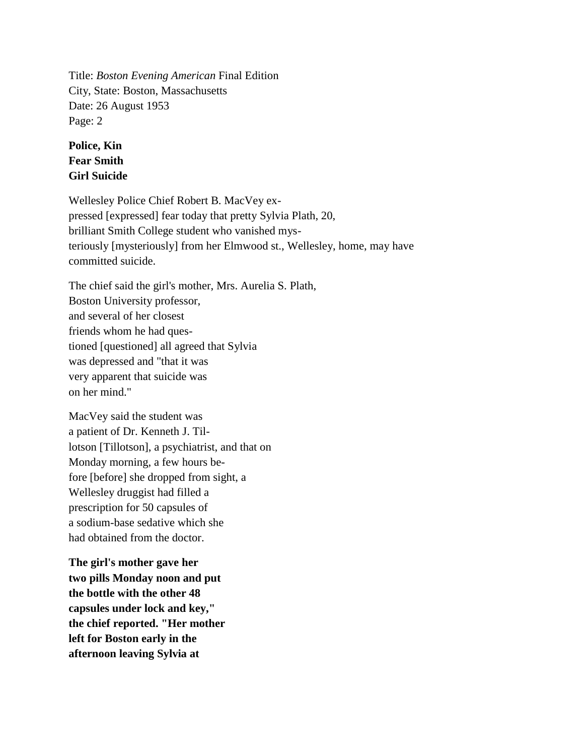Title: *Boston Evening American* Final Edition
City, State: Boston, Massachusetts
Date: 26 August 1953
Page: 2

**Police, Kin Fear Smith Girl Suicide**

Wellesley Police Chief Robert B. MacVey ex-pressed [expressed] fear today that pretty Sylvia Plath, 20, brilliant Smith College student who vanished mys-teriously [mysteriously] from her Elmwood st., Wellesley, home, may have committed suicide.

The chief said the girl's mother, Mrs. Aurelia S. Plath, Boston University professor, and several of her closest friends whom he had ques-tioned [questioned] all agreed that Sylvia was depressed and "that it was very apparent that suicide was on her mind."

MacVey said the student was a patient of Dr. Kenneth J. Til-lotson [Tillotson], a psychiatrist, and that on Monday morning, a few hours be-fore [before] she dropped from sight, a Wellesley druggist had filled a prescription for 50 capsules of a sodium-base sedative which she had obtained from the doctor.

**The girl's mother gave her two pills Monday noon and put the bottle with the other 48 capsules under lock and key," the chief reported. "Her mother left for Boston early in the afternoon leaving Sylvia at**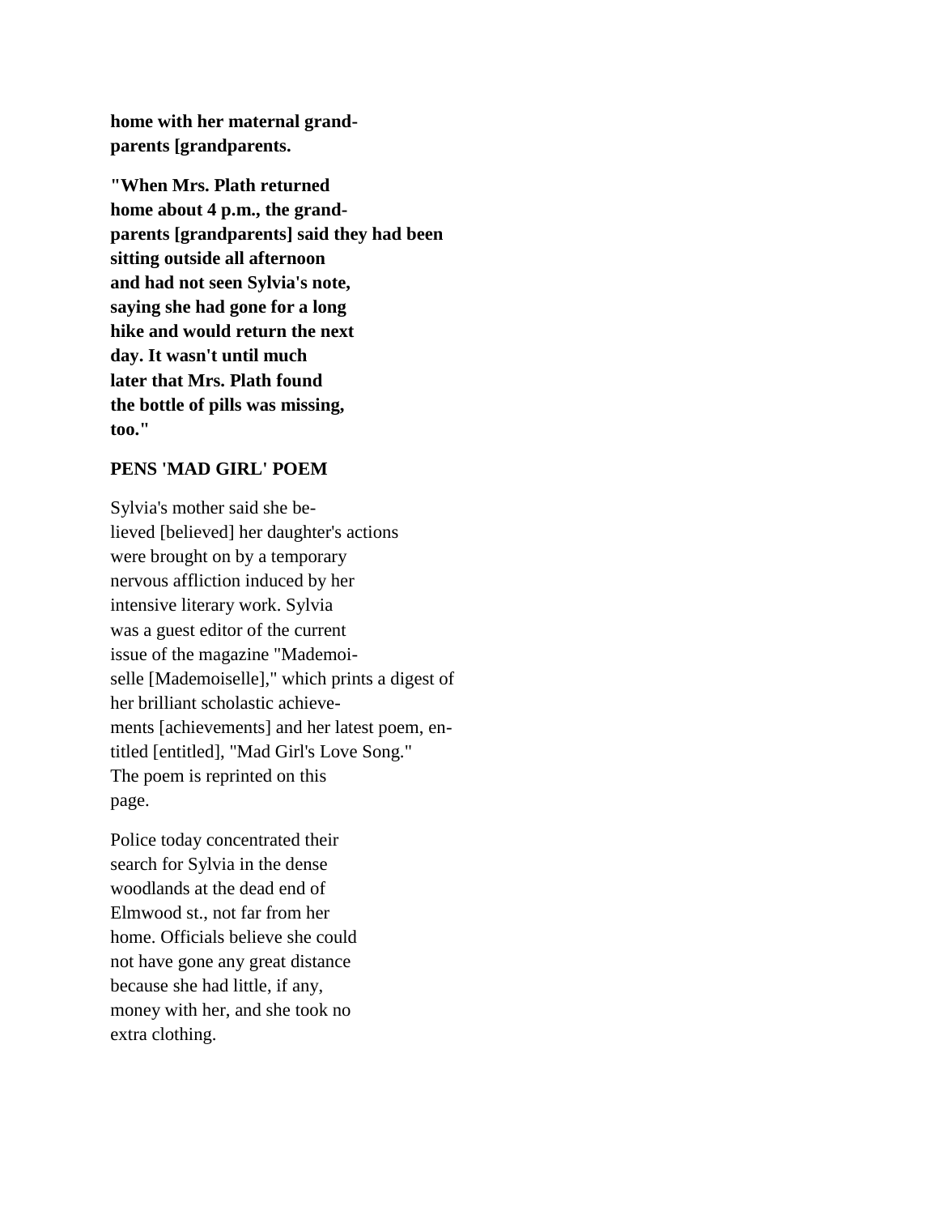**home with her maternal grand-
parents [grandparents.**

**"When Mrs. Plath returned
home about 4 p.m., the grand-
parents [grandparents] said they had been
sitting outside all afternoon
and had not seen Sylvia's note,
saying she had gone for a long
hike and would return the next
day. It wasn't until much
later that Mrs. Plath found
the bottle of pills was missing,
too."**

**PENS 'MAD GIRL' POEM**

Sylvia's mother said she be-
lieved [believed] her daughter's actions
were brought on by a temporary
nervous affliction induced by her
intensive literary work. Sylvia
was a guest editor of the current
issue of the magazine "Mademoi-
selle [Mademoiselle]," which prints a digest of
her brilliant scholastic achieve-
ments [achievements] and her latest poem, en-
titled [entitled], "Mad Girl's Love Song."
The poem is reprinted on this
page.

Police today concentrated their
search for Sylvia in the dense
woodlands at the dead end of
Elmwood st., not far from her
home. Officials believe she could
not have gone any great distance
because she had little, if any,
money with her, and she took no
extra clothing.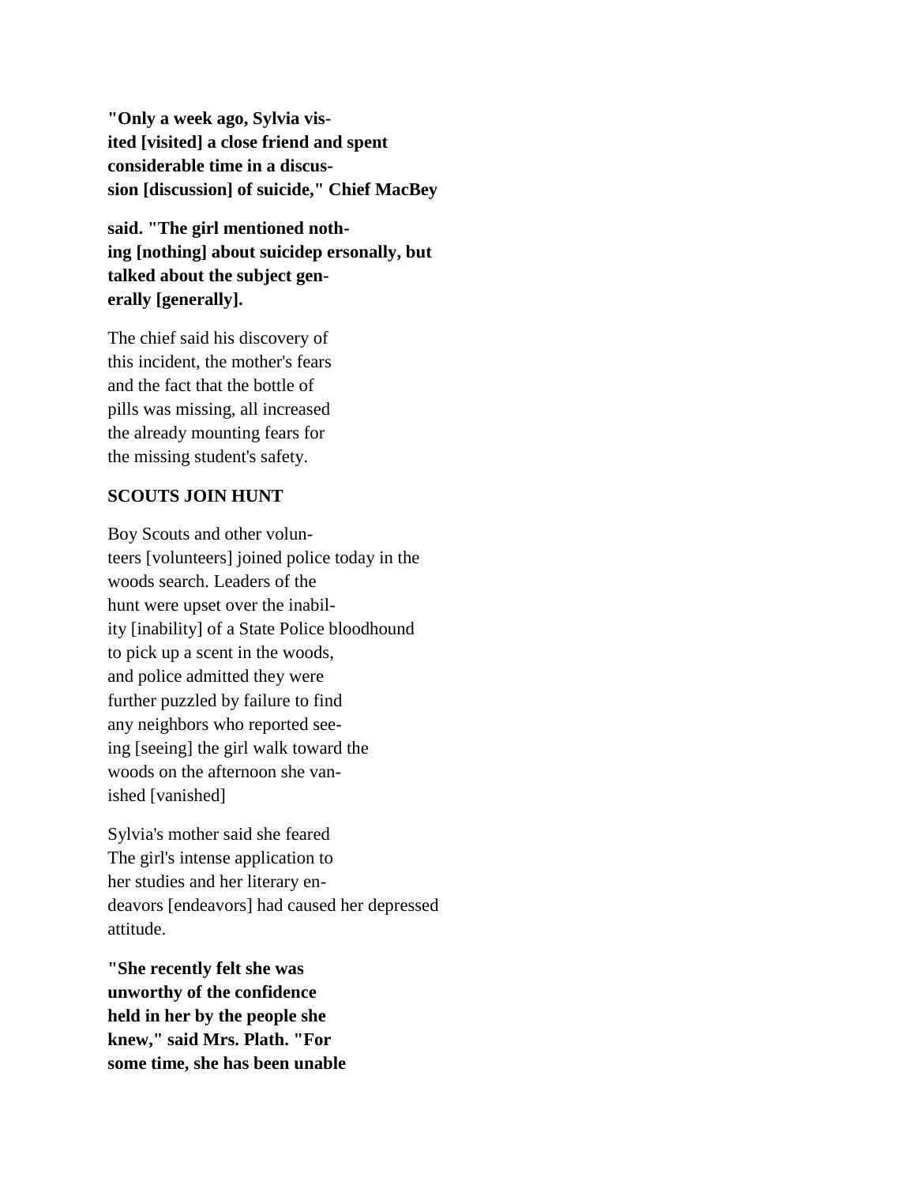**"Only a week ago, Sylvia vis-
ited [visited] a close friend and spent
considerable time in a discus-
sion [discussion] of suicide," Chief MacBey**

**said. "The girl mentioned noth-
ing [nothing] about suicidep ersonally, but
talked about the subject gen-
erally [generally].**

The chief said his discovery of
this incident, the mother's fears
and the fact that the bottle of
pills was missing, all increased
the already mounting fears for
the missing student's safety.

**SCOUTS JOIN HUNT**

Boy Scouts and other volun-
teers [volunteers] joined police today in the
woods search. Leaders of the
hunt were upset over the inabil-
ity [inability] of a State Police bloodhound
to pick up a scent in the woods,
and police admitted they were
further puzzled by failure to find
any neighbors who reported see-
ing [seeing] the girl walk toward the
woods on the afternoon she van-
ished [vanished]

Sylvia's mother said she feared
The girl's intense application to
her studies and her literary en-
deavors [endeavors] had caused her depressed
attitude.

**"She recently felt she was
unworthy of the confidence
held in her by the people she
knew," said Mrs. Plath. "For
some time, she has been unable**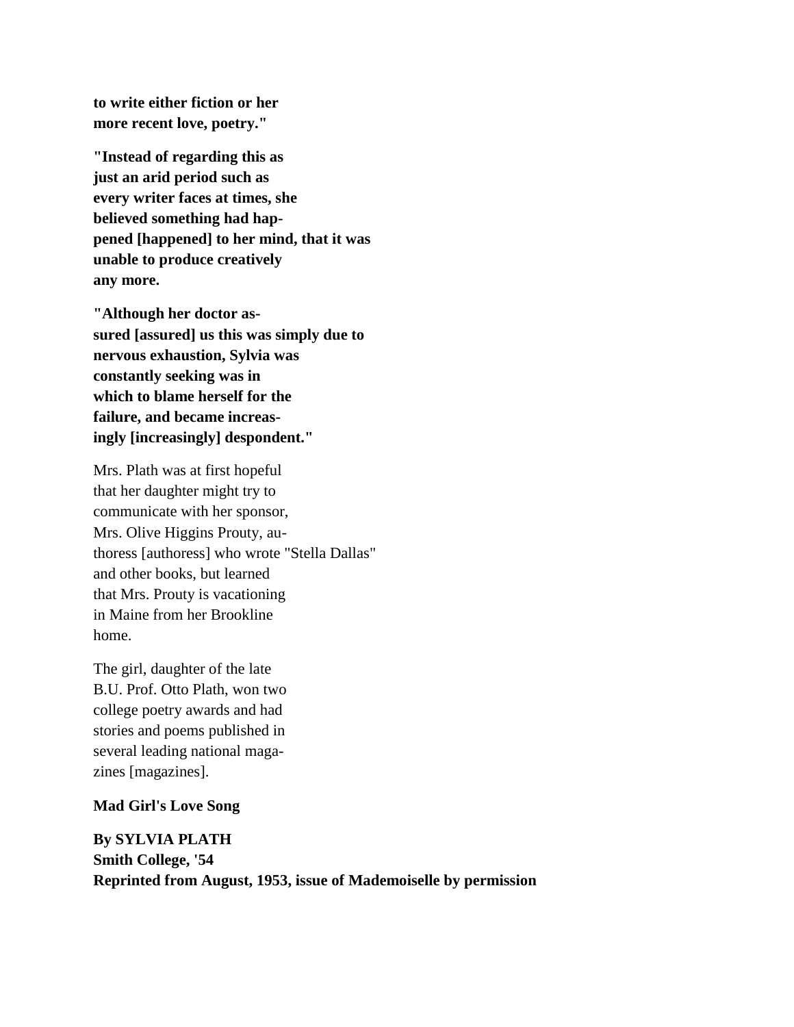**to write either fiction or her more recent love, poetry."**

**"Instead of regarding this as just an arid period such as every writer faces at times, she believed something had hap-pened [happened] to her mind, that it was unable to produce creatively any more.**

**"Although her doctor as-sured [assured] us this was simply due to nervous exhaustion, Sylvia was constantly seeking was in which to blame herself for the failure, and became increas-ingly [increasingly] despondent."**

Mrs. Plath was at first hopeful that her daughter might try to communicate with her sponsor, Mrs. Olive Higgins Prouty, au-thoress [authoress] who wrote "Stella Dallas" and other books, but learned that Mrs. Prouty is vacationing in Maine from her Brookline home.

The girl, daughter of the late B.U. Prof. Otto Plath, won two college poetry awards and had stories and poems published in several leading national maga-zines [magazines].

**Mad Girl's Love Song**

**By SYLVIA PLATH**
**Smith College, '54**
**Reprinted from August, 1953, issue of Mademoiselle by permission**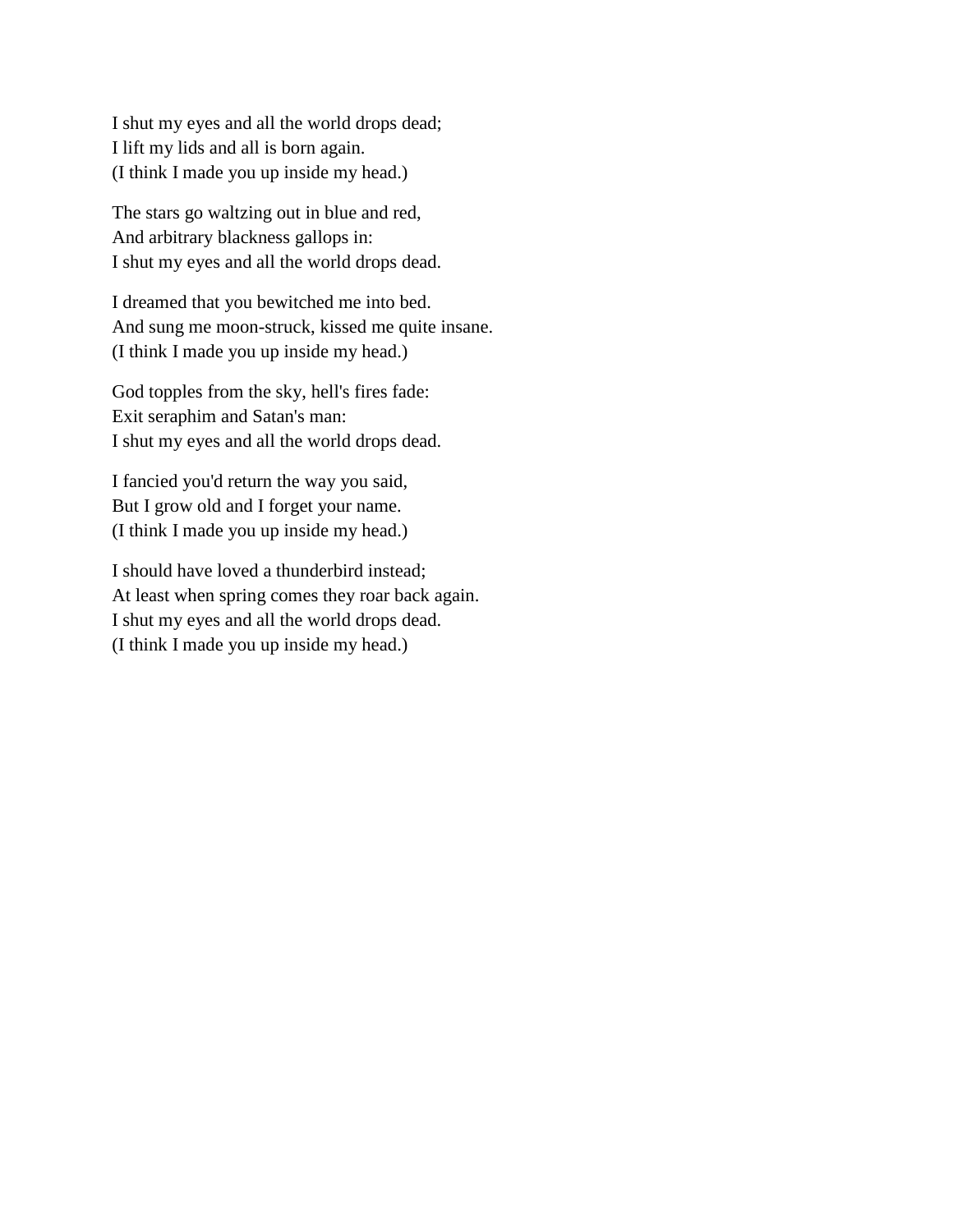I shut my eyes and all the world drops dead;
I lift my lids and all is born again.
(I think I made you up inside my head.)

The stars go waltzing out in blue and red,
And arbitrary blackness gallops in:
I shut my eyes and all the world drops dead.

I dreamed that you bewitched me into bed.
And sung me moon-struck, kissed me quite insane.
(I think I made you up inside my head.)

God topples from the sky, hell's fires fade:
Exit seraphim and Satan's man:
I shut my eyes and all the world drops dead.

I fancied you'd return the way you said,
But I grow old and I forget your name.
(I think I made you up inside my head.)

I should have loved a thunderbird instead;
At least when spring comes they roar back again.
I shut my eyes and all the world drops dead.
(I think I made you up inside my head.)